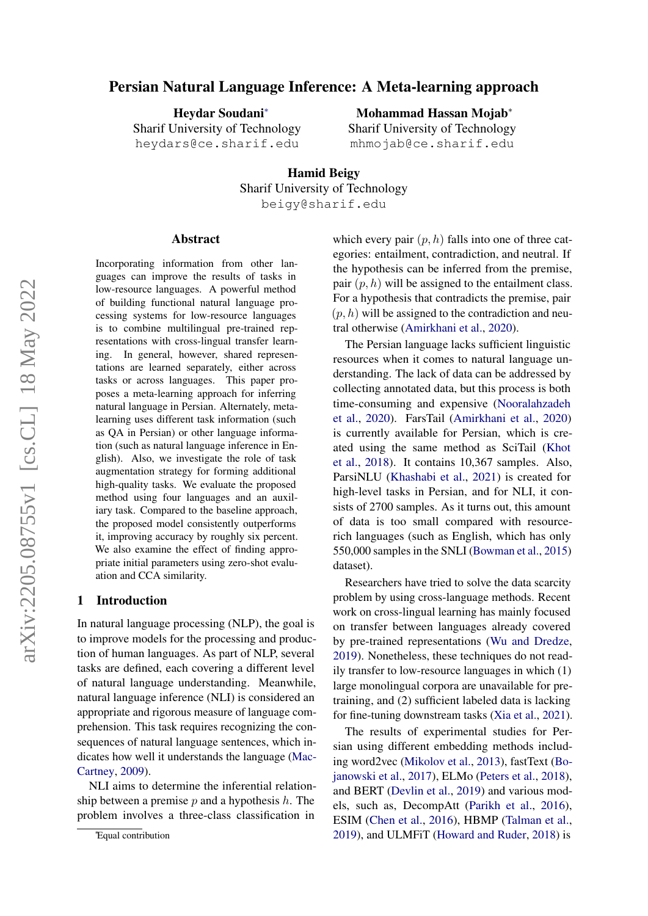# Persian Natural Language Inference: A Meta-learning approach

**Heydar Soudani**[*]
Sharif University of Technology
heydars@ce.sharif.edu

**Mohammad Hassan Mojab**[*]
Sharif University of Technology
mhmojab@ce.sharif.edu

**Hamid Beigy**
Sharif University of Technology
beigy@sharif.edu

## Abstract

Incorporating information from other languages can improve the results of tasks in low-resource languages. A powerful method of building functional natural language processing systems for low-resource languages is to combine multilingual pre-trained representations with cross-lingual transfer learning. In general, however, shared representations are learned separately, either across tasks or across languages. This paper proposes a meta-learning approach for inferring natural language in Persian. Alternately, meta-learning uses different task information (such as QA in Persian) or other language information (such as natural language inference in English). Also, we investigate the role of task augmentation strategy for forming additional high-quality tasks. We evaluate the proposed method using four languages and an auxiliary task. Compared to the baseline approach, the proposed model consistently outperforms it, improving accuracy by roughly six percent. We also examine the effect of finding appropriate initial parameters using zero-shot evaluation and CCA similarity.

## 1 Introduction

In natural language processing (NLP), the goal is to improve models for the processing and production of human languages. As part of NLP, several tasks are defined, each covering a different level of natural language understanding. Meanwhile, natural language inference (NLI) is considered an appropriate and rigorous measure of language comprehension. This task requires recognizing the consequences of natural language sentences, which indicates how well it understands the language (MacCartney, 2009).

NLI aims to determine the inferential relationship between a premise $p$ and a hypothesis $h$. The problem involves a three-class classification in which every pair $(p, h)$ falls into one of three categories: entailment, contradiction, and neutral. If the hypothesis can be inferred from the premise, pair $(p, h)$ will be assigned to the entailment class. For a hypothesis that contradicts the premise, pair $(p, h)$ will be assigned to the contradiction and neutral otherwise (Amirkhani et al., 2020).

The Persian language lacks sufficient linguistic resources when it comes to natural language understanding. The lack of data can be addressed by collecting annotated data, but this process is both time-consuming and expensive (Nooralahzadeh et al., 2020). FarsTail (Amirkhani et al., 2020) is currently available for Persian, which is created using the same method as SciTail (Khot et al., 2018). It contains 10,367 samples. Also, ParsiNLU (Khashabi et al., 2021) is created for high-level tasks in Persian, and for NLI, it consists of 2700 samples. As it turns out, this amount of data is too small compared with resource-rich languages (such as English, which has only 550,000 samples in the SNLI (Bowman et al., 2015) dataset).

Researchers have tried to solve the data scarcity problem by using cross-language methods. Recent work on cross-lingual learning has mainly focused on transfer between languages already covered by pre-trained representations (Wu and Dredze, 2019). Nonetheless, these techniques do not readily transfer to low-resource languages in which (1) large monolingual corpora are unavailable for pre-training, and (2) sufficient labeled data is lacking for fine-tuning downstream tasks (Xia et al., 2021).

The results of experimental studies for Persian using different embedding methods including word2vec (Mikolov et al., 2013), fastText (Bojanowski et al., 2017), ELMo (Peters et al., 2018), and BERT (Devlin et al., 2019) and various models, such as, DecompAtt (Parikh et al., 2016), ESIM (Chen et al., 2016), HBMP (Talman et al., 2019), and ULMFiT (Howard and Ruder, 2018) is

[*]Equal contribution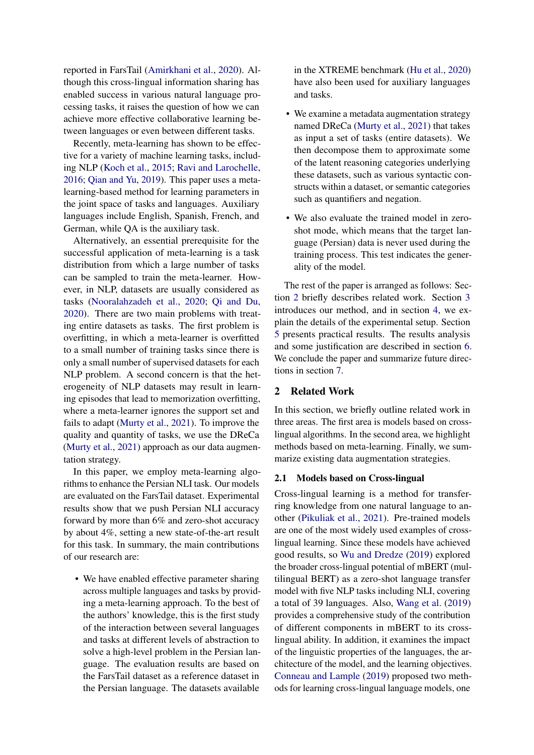reported in FarsTail (Amirkhani et al., 2020). Although this cross-lingual information sharing has enabled success in various natural language processing tasks, it raises the question of how we can achieve more effective collaborative learning between languages or even between different tasks.

Recently, meta-learning has shown to be effective for a variety of machine learning tasks, including NLP (Koch et al., 2015; Ravi and Larochelle, 2016; Qian and Yu, 2019). This paper uses a meta-learning-based method for learning parameters in the joint space of tasks and languages. Auxiliary languages include English, Spanish, French, and German, while QA is the auxiliary task.

Alternatively, an essential prerequisite for the successful application of meta-learning is a task distribution from which a large number of tasks can be sampled to train the meta-learner. However, in NLP, datasets are usually considered as tasks (Nooralahzadeh et al., 2020; Qi and Du, 2020). There are two main problems with treating entire datasets as tasks. The first problem is overfitting, in which a meta-learner is overfitted to a small number of training tasks since there is only a small number of supervised datasets for each NLP problem. A second concern is that the heterogeneity of NLP datasets may result in learning episodes that lead to memorization overfitting, where a meta-learner ignores the support set and fails to adapt (Murty et al., 2021). To improve the quality and quantity of tasks, we use the DReCa (Murty et al., 2021) approach as our data augmentation strategy.

In this paper, we employ meta-learning algorithms to enhance the Persian NLI task. Our models are evaluated on the FarsTail dataset. Experimental results show that we push Persian NLI accuracy forward by more than 6% and zero-shot accuracy by about 4%, setting a new state-of-the-art result for this task. In summary, the main contributions of our research are:

- We have enabled effective parameter sharing across multiple languages and tasks by providing a meta-learning approach. To the best of the authors' knowledge, this is the first study of the interaction between several languages and tasks at different levels of abstraction to solve a high-level problem in the Persian language. The evaluation results are based on the FarsTail dataset as a reference dataset in the Persian language. The datasets available in the XTREME benchmark (Hu et al., 2020) have also been used for auxiliary languages and tasks.
- We examine a metadata augmentation strategy named DReCa (Murty et al., 2021) that takes as input a set of tasks (entire datasets). We then decompose them to approximate some of the latent reasoning categories underlying these datasets, such as various syntactic constructs within a dataset, or semantic categories such as quantifiers and negation.
- We also evaluate the trained model in zero-shot mode, which means that the target language (Persian) data is never used during the training process. This test indicates the generality of the model.

The rest of the paper is arranged as follows: Section 2 briefly describes related work. Section 3 introduces our method, and in section 4, we explain the details of the experimental setup. Section 5 presents practical results. The results analysis and some justification are described in section 6. We conclude the paper and summarize future directions in section 7.

## 2 Related Work

In this section, we briefly outline related work in three areas. The first area is models based on cross-lingual algorithms. In the second area, we highlight methods based on meta-learning. Finally, we summarize existing data augmentation strategies.

### 2.1 Models based on Cross-lingual

Cross-lingual learning is a method for transferring knowledge from one natural language to another (Pikuliak et al., 2021). Pre-trained models are one of the most widely used examples of cross-lingual learning. Since these models have achieved good results, so Wu and Dredze (2019) explored the broader cross-lingual potential of mBERT (multilingual BERT) as a zero-shot language transfer model with five NLP tasks including NLI, covering a total of 39 languages. Also, Wang et al. (2019) provides a comprehensive study of the contribution of different components in mBERT to its cross-lingual ability. In addition, it examines the impact of the linguistic properties of the languages, the architecture of the model, and the learning objectives. Conneau and Lample (2019) proposed two methods for learning cross-lingual language models, one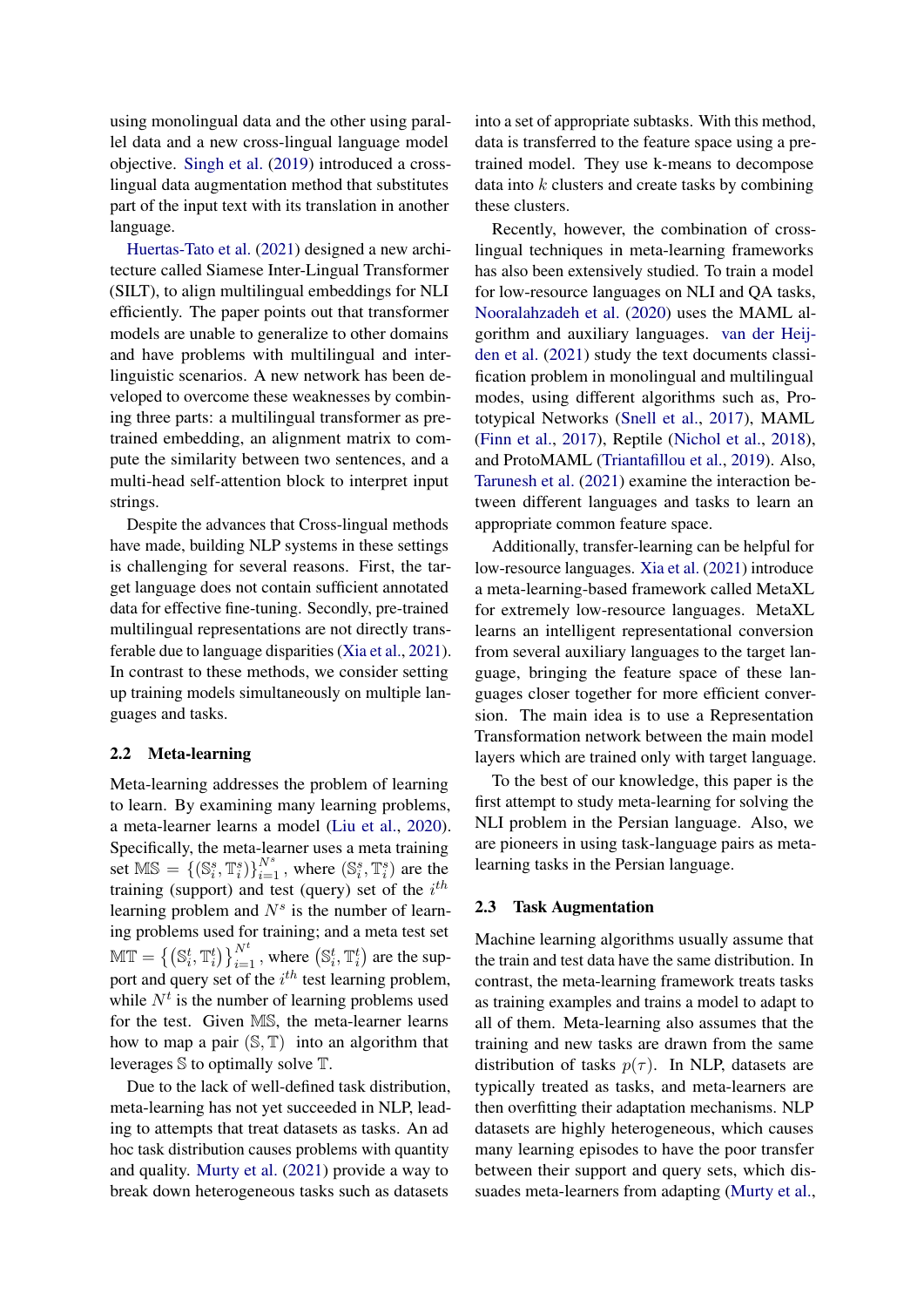using monolingual data and the other using parallel data and a new cross-lingual language model objective. Singh et al. (2019) introduced a cross-lingual data augmentation method that substitutes part of the input text with its translation in another language.

Huertas-Tato et al. (2021) designed a new architecture called Siamese Inter-Lingual Transformer (SILT), to align multilingual embeddings for NLI efficiently. The paper points out that transformer models are unable to generalize to other domains and have problems with multilingual and inter-linguistic scenarios. A new network has been developed to overcome these weaknesses by combining three parts: a multilingual transformer as pre-trained embedding, an alignment matrix to compute the similarity between two sentences, and a multi-head self-attention block to interpret input strings.

Despite the advances that Cross-lingual methods have made, building NLP systems in these settings is challenging for several reasons. First, the target language does not contain sufficient annotated data for effective fine-tuning. Secondly, pre-trained multilingual representations are not directly transferable due to language disparities (Xia et al., 2021). In contrast to these methods, we consider setting up training models simultaneously on multiple languages and tasks.

## 2.2 Meta-learning

Meta-learning addresses the problem of learning to learn. By examining many learning problems, a meta-learner learns a model (Liu et al., 2020). Specifically, the meta-learner uses a meta training set $\mathbb{MS} = \{(\mathbb{S}_i^s, \mathbb{T}_i^s)\}_{i=1}^{N^s}$, where $(\mathbb{S}_i^s, \mathbb{T}_i^s)$ are the training (support) and test (query) set of the $i^{th}$ learning problem and $N^s$ is the number of learning problems used for training; and a meta test set $\mathbb{MT} = \{(\mathbb{S}_i^t, \mathbb{T}_i^t)\}_{i=1}^{N^t}$, where $(\mathbb{S}_i^t, \mathbb{T}_i^t)$ are the support and query set of the $i^{th}$ test learning problem, while $N^t$ is the number of learning problems used for the test. Given $\mathbb{MS}$, the meta-learner learns how to map a pair $(\mathbb{S}, \mathbb{T})$ into an algorithm that leverages $\mathbb{S}$ to optimally solve $\mathbb{T}$.

Due to the lack of well-defined task distribution, meta-learning has not yet succeeded in NLP, leading to attempts that treat datasets as tasks. An ad hoc task distribution causes problems with quantity and quality. Murty et al. (2021) provide a way to break down heterogeneous tasks such as datasets into a set of appropriate subtasks. With this method, data is transferred to the feature space using a pre-trained model. They use k-means to decompose data into $k$ clusters and create tasks by combining these clusters.

Recently, however, the combination of cross-lingual techniques in meta-learning frameworks has also been extensively studied. To train a model for low-resource languages on NLI and QA tasks, Nooralahzadeh et al. (2020) uses the MAML algorithm and auxiliary languages. van der Heijden et al. (2021) study the text documents classification problem in monolingual and multilingual modes, using different algorithms such as, Prototypical Networks (Snell et al., 2017), MAML (Finn et al., 2017), Reptile (Nichol et al., 2018), and ProtoMAML (Triantafillou et al., 2019). Also, Tarunesh et al. (2021) examine the interaction between different languages and tasks to learn an appropriate common feature space.

Additionally, transfer-learning can be helpful for low-resource languages. Xia et al. (2021) introduce a meta-learning-based framework called MetaXL for extremely low-resource languages. MetaXL learns an intelligent representational conversion from several auxiliary languages to the target language, bringing the feature space of these languages closer together for more efficient conversion. The main idea is to use a Representation Transformation network between the main model layers which are trained only with target language.

To the best of our knowledge, this paper is the first attempt to study meta-learning for solving the NLI problem in the Persian language. Also, we are pioneers in using task-language pairs as meta-learning tasks in the Persian language.

## 2.3 Task Augmentation

Machine learning algorithms usually assume that the train and test data have the same distribution. In contrast, the meta-learning framework treats tasks as training examples and trains a model to adapt to all of them. Meta-learning also assumes that the training and new tasks are drawn from the same distribution of tasks $p(\tau)$. In NLP, datasets are typically treated as tasks, and meta-learners are then overfitting their adaptation mechanisms. NLP datasets are highly heterogeneous, which causes many learning episodes to have the poor transfer between their support and query sets, which dissuades meta-learners from adapting (Murty et al.,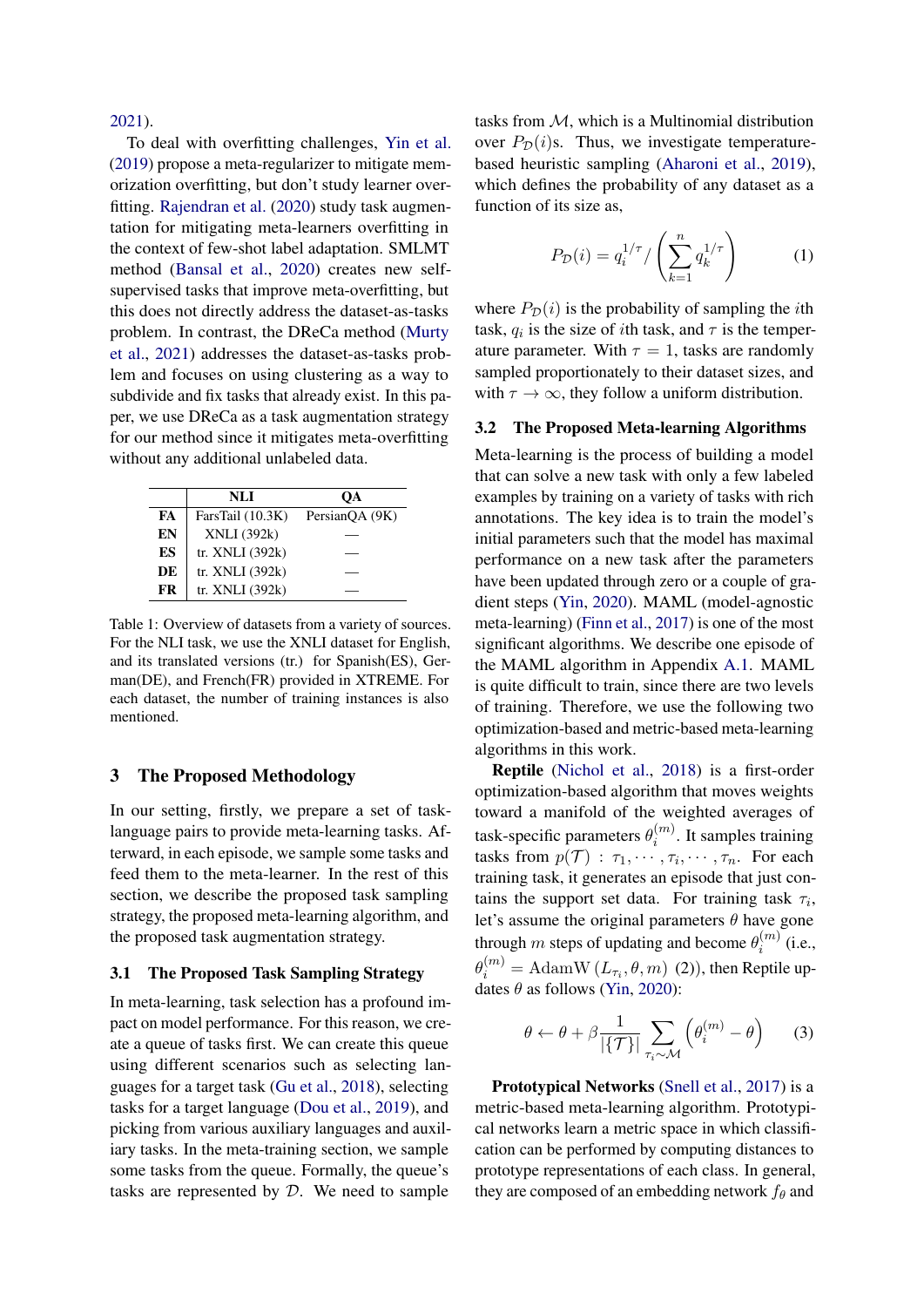2021).

To deal with overfitting challenges, Yin et al. (2019) propose a meta-regularizer to mitigate memorization overfitting, but don't study learner overfitting. Rajendran et al. (2020) study task augmentation for mitigating meta-learners overfitting in the context of few-shot label adaptation. SMLMT method (Bansal et al., 2020) creates new self-supervised tasks that improve meta-overfitting, but this does not directly address the dataset-as-tasks problem. In contrast, the DReCa method (Murty et al., 2021) addresses the dataset-as-tasks problem and focuses on using clustering as a way to subdivide and fix tasks that already exist. In this paper, we use DReCa as a task augmentation strategy for our method since it mitigates meta-overfitting without any additional unlabeled data.

| | NLI | QA |
|---|---|---|
| **FA** | FarsTail (10.3K) | PersianQA (9K) |
| **EN** | XNLI (392k) | — |
| **ES** | tr. XNLI (392k) | — |
| **DE** | tr. XNLI (392k) | — |
| **FR** | tr. XNLI (392k) | — |

Table 1: Overview of datasets from a variety of sources. For the NLI task, we use the XNLI dataset for English, and its translated versions (tr.) for Spanish(ES), German(DE), and French(FR) provided in XTREME. For each dataset, the number of training instances is also mentioned.

## 3 The Proposed Methodology

In our setting, firstly, we prepare a set of task-language pairs to provide meta-learning tasks. Afterward, in each episode, we sample some tasks and feed them to the meta-learner. In the rest of this section, we describe the proposed task sampling strategy, the proposed meta-learning algorithm, and the proposed task augmentation strategy.

### 3.1 The Proposed Task Sampling Strategy

In meta-learning, task selection has a profound impact on model performance. For this reason, we create a queue of tasks first. We can create this queue using different scenarios such as selecting languages for a target task (Gu et al., 2018), selecting tasks for a target language (Dou et al., 2019), and picking from various auxiliary languages and auxiliary tasks. In the meta-training section, we sample some tasks from the queue. Formally, the queue's tasks are represented by $\mathcal{D}$. We need to sample tasks from $\mathcal{M}$, which is a Multinomial distribution over $P_{\mathcal{D}}(i)$s. Thus, we investigate temperature-based heuristic sampling (Aharoni et al., 2019), which defines the probability of any dataset as a function of its size as,

$$P_{\mathcal{D}}(i) = q_i^{1/\tau} \Big/ \left( \sum_{k=1}^{n} q_k^{1/\tau} \right) \tag{1}$$

where $P_{\mathcal{D}}(i)$ is the probability of sampling the $i$th task, $q_i$ is the size of $i$th task, and $\tau$ is the temperature parameter. With $\tau = 1$, tasks are randomly sampled proportionately to their dataset sizes, and with $\tau \to \infty$, they follow a uniform distribution.

### 3.2 The Proposed Meta-learning Algorithms

Meta-learning is the process of building a model that can solve a new task with only a few labeled examples by training on a variety of tasks with rich annotations. The key idea is to train the model's initial parameters such that the model has maximal performance on a new task after the parameters have been updated through zero or a couple of gradient steps (Yin, 2020). MAML (model-agnostic meta-learning) (Finn et al., 2017) is one of the most significant algorithms. We describe one episode of the MAML algorithm in Appendix A.1. MAML is quite difficult to train, since there are two levels of training. Therefore, we use the following two optimization-based and metric-based meta-learning algorithms in this work.

**Reptile** (Nichol et al., 2018) is a first-order optimization-based algorithm that moves weights toward a manifold of the weighted averages of task-specific parameters $\theta_i^{(m)}$. It samples training tasks from $p(\mathcal{T}) : \tau_1, \cdots, \tau_i, \cdots, \tau_n$. For each training task, it generates an episode that just contains the support set data. For training task $\tau_i$, let's assume the original parameters $\theta$ have gone through $m$ steps of updating and become $\theta_i^{(m)}$ (i.e., $\theta_i^{(m)} = \mathrm{AdamW}\left(L_{\tau_i}, \theta, m\right)$ (2)), then Reptile updates $\theta$ as follows (Yin, 2020):

$$\theta \leftarrow \theta + \beta \frac{1}{|\{\mathcal{T}\}|} \sum_{\tau_i \sim \mathcal{M}} \left( \theta_i^{(m)} - \theta \right) \tag{3}$$

**Prototypical Networks** (Snell et al., 2017) is a metric-based meta-learning algorithm. Prototypical networks learn a metric space in which classification can be performed by computing distances to prototype representations of each class. In general, they are composed of an embedding network $f_\theta$ and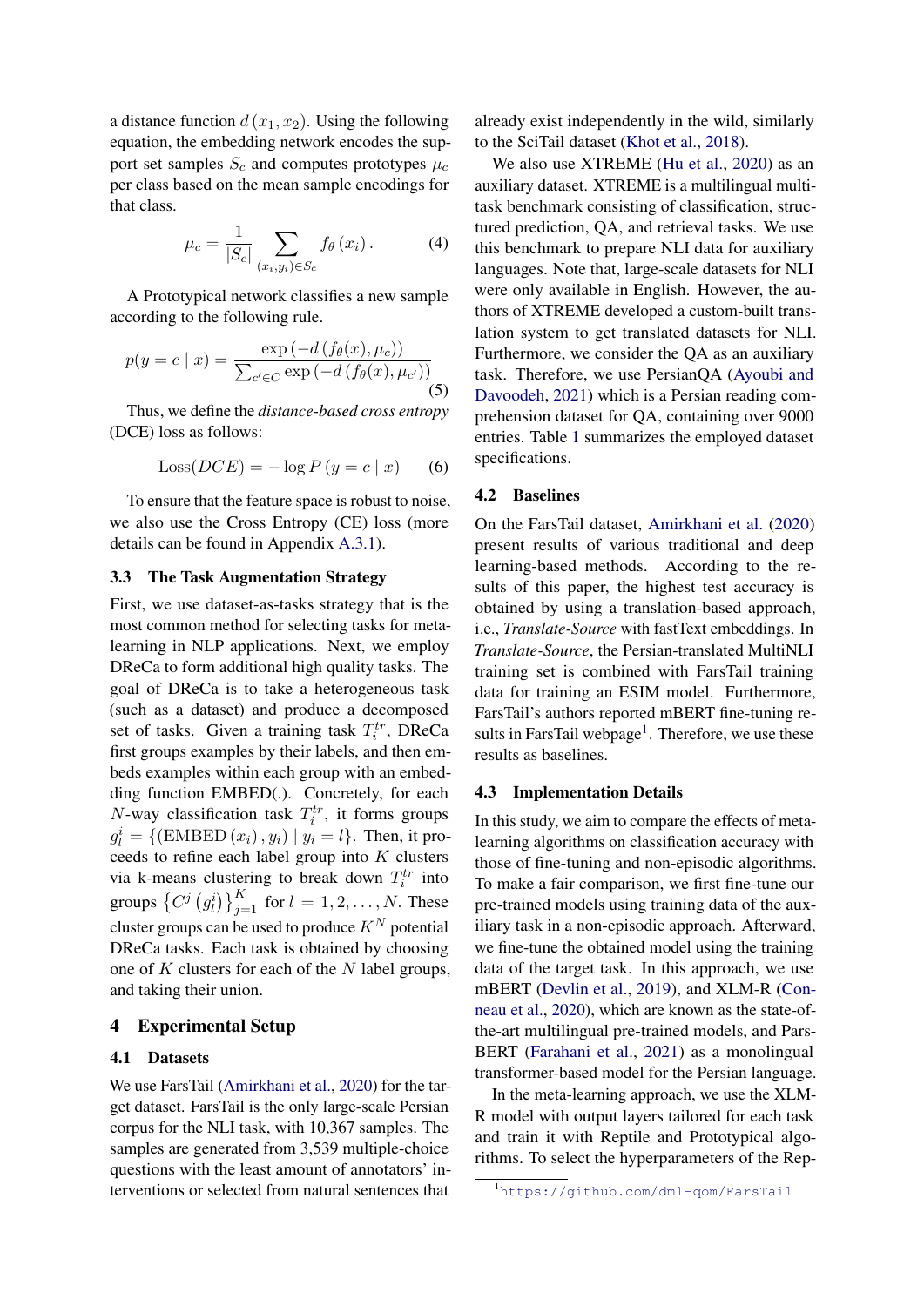a distance function $d(x_1, x_2)$. Using the following equation, the embedding network encodes the support set samples $S_c$ and computes prototypes $\mu_c$ per class based on the mean sample encodings for that class.

$$\mu_c = \frac{1}{|S_c|} \sum_{(x_i, y_i) \in S_c} f_\theta(x_i). \tag{4}$$

A Prototypical network classifies a new sample according to the following rule.

$$p(y = c \mid x) = \frac{\exp(-d(f_\theta(x), \mu_c))}{\sum_{c' \in C} \exp(-d(f_\theta(x), \mu_{c'}))} \tag{5}$$

Thus, we define the *distance-based cross entropy* (DCE) loss as follows:

$$\text{Loss}(DCE) = -\log P(y = c \mid x) \tag{6}$$

To ensure that the feature space is robust to noise, we also use the Cross Entropy (CE) loss (more details can be found in Appendix A.3.1).

### 3.3 The Task Augmentation Strategy

First, we use dataset-as-tasks strategy that is the most common method for selecting tasks for meta-learning in NLP applications. Next, we employ DReCa to form additional high quality tasks. The goal of DReCa is to take a heterogeneous task (such as a dataset) and produce a decomposed set of tasks. Given a training task $T_i^{tr}$, DReCa first groups examples by their labels, and then embeds examples within each group with an embedding function EMBED(.). Concretely, for each $N$-way classification task $T_i^{tr}$, it forms groups $g_l^i = \{(\text{EMBED}(x_i), y_i) \mid y_i = l\}$. Then, it proceeds to refine each label group into $K$ clusters via k-means clustering to break down $T_i^{tr}$ into groups $\left\{C^j\left(g_l^i\right)\right\}_{j=1}^K$ for $l = 1, 2, \ldots, N$. These cluster groups can be used to produce $K^N$ potential DReCa tasks. Each task is obtained by choosing one of $K$ clusters for each of the $N$ label groups, and taking their union.

## 4 Experimental Setup

### 4.1 Datasets

We use FarsTail (Amirkhani et al., 2020) for the target dataset. FarsTail is the only large-scale Persian corpus for the NLI task, with 10,367 samples. The samples are generated from 3,539 multiple-choice questions with the least amount of annotators' interventions or selected from natural sentences that already exist independently in the wild, similarly to the SciTail dataset (Khot et al., 2018).

We also use XTREME (Hu et al., 2020) as an auxiliary dataset. XTREME is a multilingual multi-task benchmark consisting of classification, structured prediction, QA, and retrieval tasks. We use this benchmark to prepare NLI data for auxiliary languages. Note that, large-scale datasets for NLI were only available in English. However, the authors of XTREME developed a custom-built translation system to get translated datasets for NLI. Furthermore, we consider the QA as an auxiliary task. Therefore, we use PersianQA (Ayoubi and Davoodeh, 2021) which is a Persian reading comprehension dataset for QA, containing over 9000 entries. Table 1 summarizes the employed dataset specifications.

### 4.2 Baselines

On the FarsTail dataset, Amirkhani et al. (2020) present results of various traditional and deep learning-based methods. According to the results of this paper, the highest test accuracy is obtained by using a translation-based approach, i.e., *Translate-Source* with fastText embeddings. In *Translate-Source*, the Persian-translated MultiNLI training set is combined with FarsTail training data for training an ESIM model. Furthermore, FarsTail's authors reported mBERT fine-tuning results in FarsTail webpage[1]. Therefore, we use these results as baselines.

### 4.3 Implementation Details

In this study, we aim to compare the effects of meta-learning algorithms on classification accuracy with those of fine-tuning and non-episodic algorithms. To make a fair comparison, we first fine-tune our pre-trained models using training data of the auxiliary task in a non-episodic approach. Afterward, we fine-tune the obtained model using the training data of the target task. In this approach, we use mBERT (Devlin et al., 2019), and XLM-R (Conneau et al., 2020), which are known as the state-of-the-art multilingual pre-trained models, and ParsBERT (Farahani et al., 2021) as a monolingual transformer-based model for the Persian language.

In the meta-learning approach, we use the XLM-R model with output layers tailored for each task and train it with Reptile and Prototypical algorithms. To select the hyperparameters of the Rep-

[1] https://github.com/dml-qom/FarsTail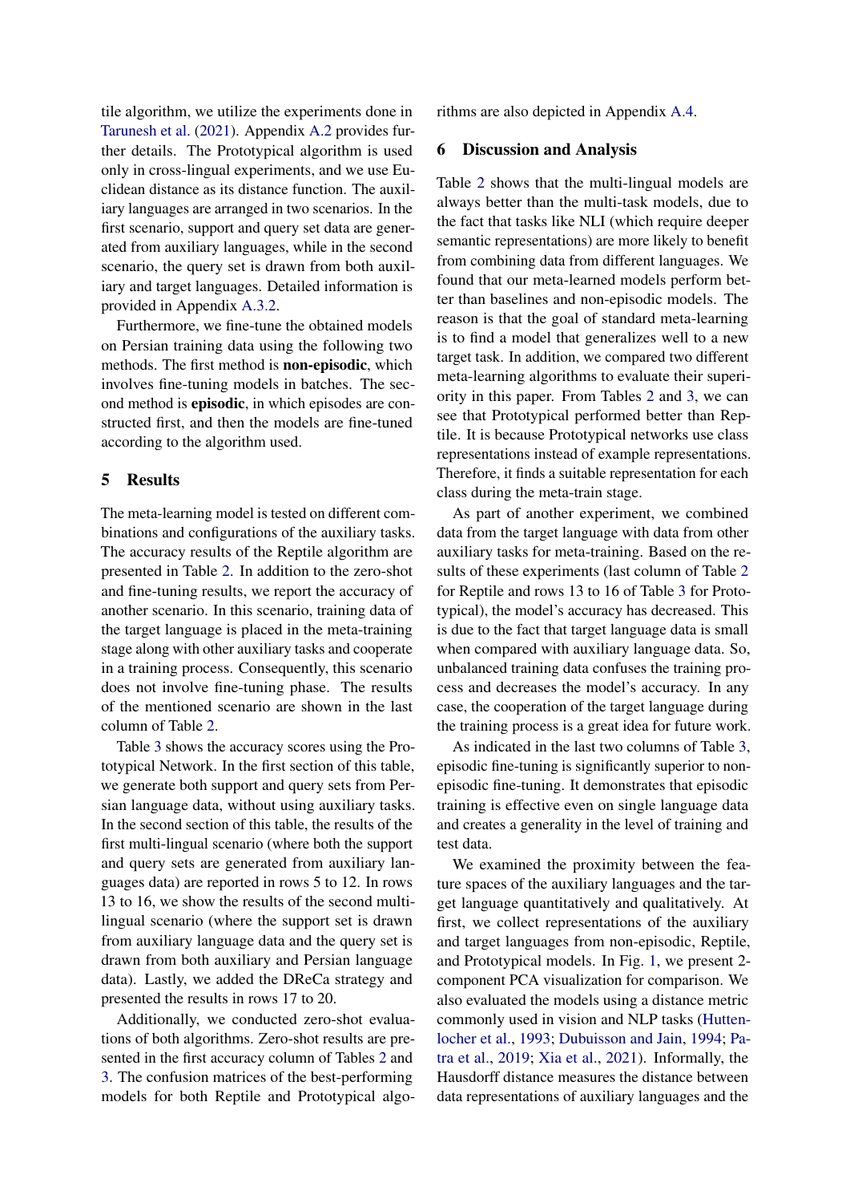tile algorithm, we utilize the experiments done in Tarunesh et al. (2021). Appendix A.2 provides further details. The Prototypical algorithm is used only in cross-lingual experiments, and we use Euclidean distance as its distance function. The auxiliary languages are arranged in two scenarios. In the first scenario, support and query set data are generated from auxiliary languages, while in the second scenario, the query set is drawn from both auxiliary and target languages. Detailed information is provided in Appendix A.3.2.

Furthermore, we fine-tune the obtained models on Persian training data using the following two methods. The first method is **non-episodic**, which involves fine-tuning models in batches. The second method is **episodic**, in which episodes are constructed first, and then the models are fine-tuned according to the algorithm used.

## 5 Results

The meta-learning model is tested on different combinations and configurations of the auxiliary tasks. The accuracy results of the Reptile algorithm are presented in Table 2. In addition to the zero-shot and fine-tuning results, we report the accuracy of another scenario. In this scenario, training data of the target language is placed in the meta-training stage along with other auxiliary tasks and cooperate in a training process. Consequently, this scenario does not involve fine-tuning phase. The results of the mentioned scenario are shown in the last column of Table 2.

Table 3 shows the accuracy scores using the Prototypical Network. In the first section of this table, we generate both support and query sets from Persian language data, without using auxiliary tasks. In the second section of this table, the results of the first multi-lingual scenario (where both the support and query sets are generated from auxiliary languages data) are reported in rows 5 to 12. In rows 13 to 16, we show the results of the second multi-lingual scenario (where the support set is drawn from auxiliary language data and the query set is drawn from both auxiliary and Persian language data). Lastly, we added the DReCa strategy and presented the results in rows 17 to 20.

Additionally, we conducted zero-shot evaluations of both algorithms. Zero-shot results are presented in the first accuracy column of Tables 2 and 3. The confusion matrices of the best-performing models for both Reptile and Prototypical algorithms are also depicted in Appendix A.4.

## 6 Discussion and Analysis

Table 2 shows that the multi-lingual models are always better than the multi-task models, due to the fact that tasks like NLI (which require deeper semantic representations) are more likely to benefit from combining data from different languages. We found that our meta-learned models perform better than baselines and non-episodic models. The reason is that the goal of standard meta-learning is to find a model that generalizes well to a new target task. In addition, we compared two different meta-learning algorithms to evaluate their superiority in this paper. From Tables 2 and 3, we can see that Prototypical performed better than Reptile. It is because Prototypical networks use class representations instead of example representations. Therefore, it finds a suitable representation for each class during the meta-train stage.

As part of another experiment, we combined data from the target language with data from other auxiliary tasks for meta-training. Based on the results of these experiments (last column of Table 2 for Reptile and rows 13 to 16 of Table 3 for Prototypical), the model's accuracy has decreased. This is due to the fact that target language data is small when compared with auxiliary language data. So, unbalanced training data confuses the training process and decreases the model's accuracy. In any case, the cooperation of the target language during the training process is a great idea for future work.

As indicated in the last two columns of Table 3, episodic fine-tuning is significantly superior to non-episodic fine-tuning. It demonstrates that episodic training is effective even on single language data and creates a generality in the level of training and test data.

We examined the proximity between the feature spaces of the auxiliary languages and the target language quantitatively and qualitatively. At first, we collect representations of the auxiliary and target languages from non-episodic, Reptile, and Prototypical models. In Fig. 1, we present 2-component PCA visualization for comparison. We also evaluated the models using a distance metric commonly used in vision and NLP tasks (Huttenlocher et al., 1993; Dubuisson and Jain, 1994; Patra et al., 2019; Xia et al., 2021). Informally, the Hausdorff distance measures the distance between data representations of auxiliary languages and the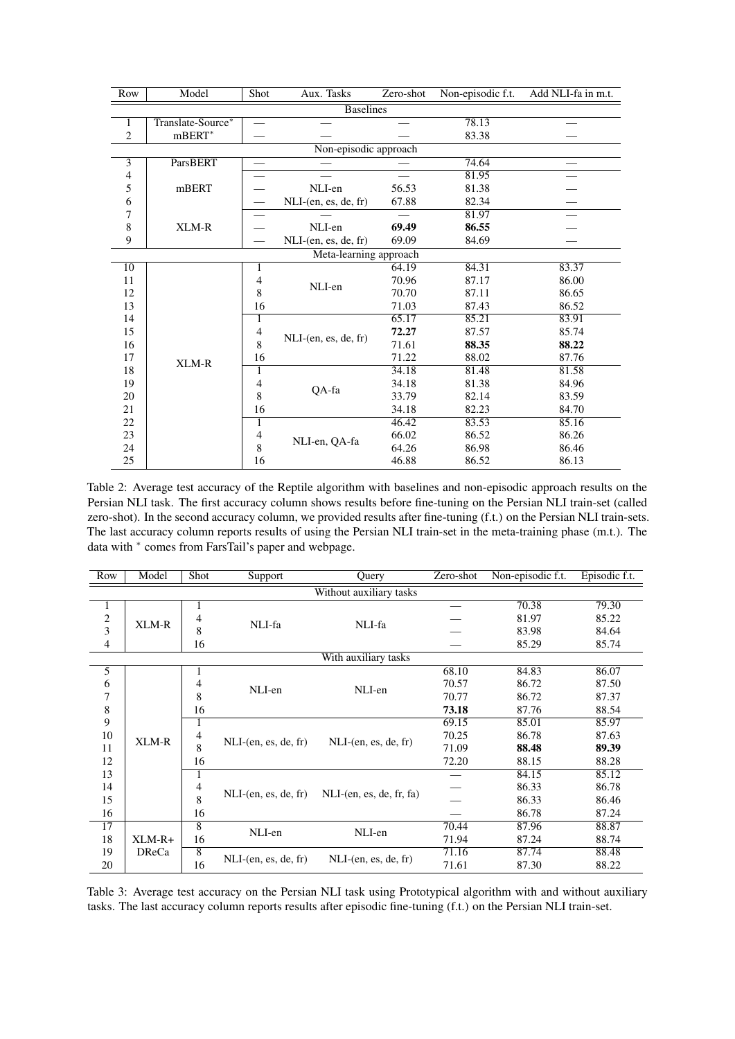| Row | Model | Shot | Aux. Tasks | Zero-shot | Non-episodic f.t. | Add NLI-fa in m.t. |
|---|---|---|---|---|---|---|
| | | | Baselines | | | |
| 1 | Translate-Source* | — | — | — | 78.13 | — |
| 2 | mBERT* | — | — | — | 83.38 | — |
| | | | Non-episodic approach | | | |
| 3 | ParsBERT | — | — | — | 74.64 | — |
| 4 | mBERT | — | — | — | 81.95 | — |
| 5 | | — | NLI-en | 56.53 | 81.38 | — |
| 6 | | — | NLI-(en, es, de, fr) | 67.88 | 82.34 | — |
| 7 | XLM-R | — | — | — | 81.97 | — |
| 8 | | — | NLI-en | **69.49** | **86.55** | — |
| 9 | | — | NLI-(en, es, de, fr) | 69.09 | 84.69 | — |
| | | | Meta-learning approach | | | |
| 10 | XLM-R | 1 | NLI-en | 64.19 | 84.31 | 83.37 |
| 11 | | 4 | | 70.96 | 87.17 | 86.00 |
| 12 | | 8 | | 70.70 | 87.11 | 86.65 |
| 13 | | 16 | | 71.03 | 87.43 | 86.52 |
| 14 | | 1 | NLI-(en, es, de, fr) | 65.17 | 85.21 | 83.91 |
| 15 | | 4 | | **72.27** | 87.57 | 85.74 |
| 16 | | 8 | | 71.61 | **88.35** | **88.22** |
| 17 | | 16 | | 71.22 | 88.02 | 87.76 |
| 18 | | 1 | QA-fa | 34.18 | 81.48 | 81.58 |
| 19 | | 4 | | 34.18 | 81.38 | 84.96 |
| 20 | | 8 | | 33.79 | 82.14 | 83.59 |
| 21 | | 16 | | 34.18 | 82.23 | 84.70 |
| 22 | | 1 | NLI-en, QA-fa | 46.42 | 83.53 | 85.16 |
| 23 | | 4 | | 66.02 | 86.52 | 86.26 |
| 24 | | 8 | | 64.26 | 86.98 | 86.46 |
| 25 | | 16 | | 46.88 | 86.52 | 86.13 |

Table 2: Average test accuracy of the Reptile algorithm with baselines and non-episodic approach results on the Persian NLI task. The first accuracy column shows results before fine-tuning on the Persian NLI train-set (called zero-shot). In the second accuracy column, we provided results after fine-tuning (f.t.) on the Persian NLI train-sets. The last accuracy column reports results of using the Persian NLI train-set in the meta-training phase (m.t.). The data with * comes from FarsTail's paper and webpage.

| Row | Model | Shot | Support | Query | Zero-shot | Non-episodic f.t. | Episodic f.t. |
|---|---|---|---|---|---|---|---|
| | | | | Without auxiliary tasks | | | |
| 1 | XLM-R | 1 | NLI-fa | NLI-fa | — | 70.38 | 79.30 |
| 2 | | 4 | | | — | 81.97 | 85.22 |
| 3 | | 8 | | | — | 83.98 | 84.64 |
| 4 | | 16 | | | — | 85.29 | 85.74 |
| | | | | With auxiliary tasks | | | |
| 5 | XLM-R | 1 | NLI-en | NLI-en | 68.10 | 84.83 | 86.07 |
| 6 | | 4 | | | 70.57 | 86.72 | 87.50 |
| 7 | | 8 | | | 70.77 | 86.72 | 87.37 |
| 8 | | 16 | | | **73.18** | 87.76 | 88.54 |
| 9 | | 1 | NLI-(en, es, de, fr) | NLI-(en, es, de, fr) | 69.15 | 85.01 | 85.97 |
| 10 | | 4 | | | 70.25 | 86.78 | 87.63 |
| 11 | | 8 | | | 71.09 | **88.48** | **89.39** |
| 12 | | 16 | | | 72.20 | 88.15 | 88.28 |
| 13 | | 1 | NLI-(en, es, de, fr) | NLI-(en, es, de, fr, fa) | — | 84.15 | 85.12 |
| 14 | | 4 | | | — | 86.33 | 86.78 |
| 15 | | 8 | | | — | 86.33 | 86.46 |
| 16 | | 16 | | | — | 86.78 | 87.24 |
| 17 | XLM-R+ DReCa | 8 | NLI-en | NLI-en | 70.44 | 87.96 | 88.87 |
| 18 | | 16 | | | 71.94 | 87.24 | 88.74 |
| 19 | | 8 | NLI-(en, es, de, fr) | NLI-(en, es, de, fr) | 71.16 | 87.74 | 88.48 |
| 20 | | 16 | | | 71.61 | 87.30 | 88.22 |

Table 3: Average test accuracy on the Persian NLI task using Prototypical algorithm with and without auxiliary tasks. The last accuracy column reports results after episodic fine-tuning (f.t.) on the Persian NLI train-set.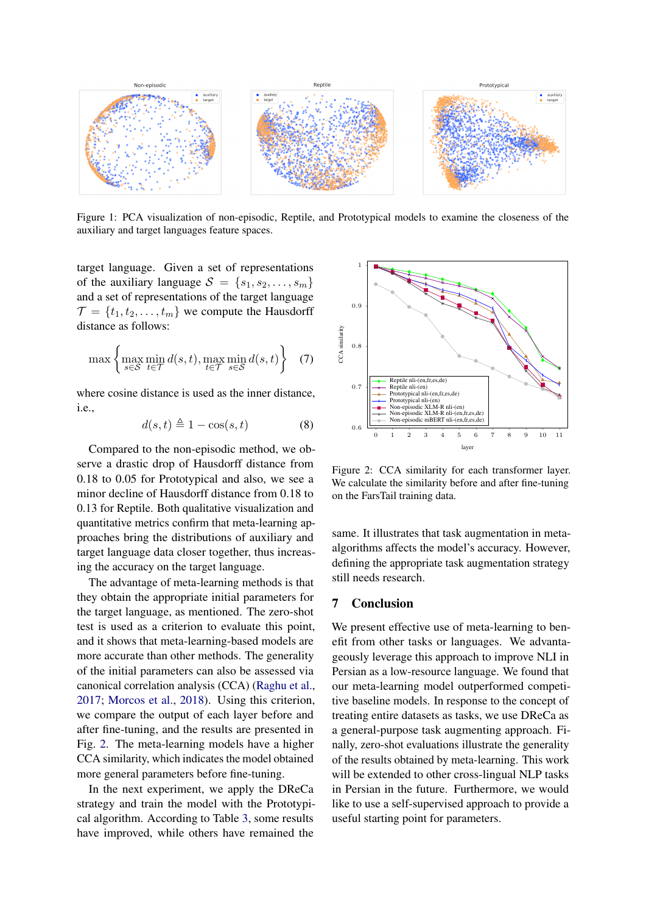Figure 1: PCA visualization of non-episodic, Reptile, and Prototypical models to examine the closeness of the auxiliary and target languages feature spaces.

target language. Given a set of representations of the auxiliary language $\mathcal{S} = \{s_1, s_2, \ldots, s_m\}$ and a set of representations of the target language $\mathcal{T} = \{t_1, t_2, \ldots, t_m\}$ we compute the Hausdorff distance as follows:

$$\max\left\{\max_{s\in\mathcal{S}}\min_{t\in\mathcal{T}} d(s,t), \max_{t\in\mathcal{T}}\min_{s\in\mathcal{S}} d(s,t)\right\} \quad (7)$$

where cosine distance is used as the inner distance, i.e.,

$$d(s,t) \triangleq 1 - \cos(s,t) \quad (8)$$

Compared to the non-episodic method, we observe a drastic drop of Hausdorff distance from 0.18 to 0.05 for Prototypical and also, we see a minor decline of Hausdorff distance from 0.18 to 0.13 for Reptile. Both qualitative visualization and quantitative metrics confirm that meta-learning approaches bring the distributions of auxiliary and target language data closer together, thus increasing the accuracy on the target language.

The advantage of meta-learning methods is that they obtain the appropriate initial parameters for the target language, as mentioned. The zero-shot test is used as a criterion to evaluate this point, and it shows that meta-learning-based models are more accurate than other methods. The generality of the initial parameters can also be assessed via canonical correlation analysis (CCA) (Raghu et al., 2017; Morcos et al., 2018). Using this criterion, we compare the output of each layer before and after fine-tuning, and the results are presented in Fig. 2. The meta-learning models have a higher CCA similarity, which indicates the model obtained more general parameters before fine-tuning.

In the next experiment, we apply the DReCa strategy and train the model with the Prototypical algorithm. According to Table 3, some results have improved, while others have remained the same. It illustrates that task augmentation in meta-algorithms affects the model's accuracy. However, defining the appropriate task augmentation strategy still needs research.

Figure 2: CCA similarity for each transformer layer. We calculate the similarity before and after fine-tuning on the FarsTail training data.

## 7 Conclusion

We present effective use of meta-learning to benefit from other tasks or languages. We advantageously leverage this approach to improve NLI in Persian as a low-resource language. We found that our meta-learning model outperformed competitive baseline models. In response to the concept of treating entire datasets as tasks, we use DReCa as a general-purpose task augmenting approach. Finally, zero-shot evaluations illustrate the generality of the results obtained by meta-learning. This work will be extended to other cross-lingual NLP tasks in Persian in the future. Furthermore, we would like to use a self-supervised approach to provide a useful starting point for parameters.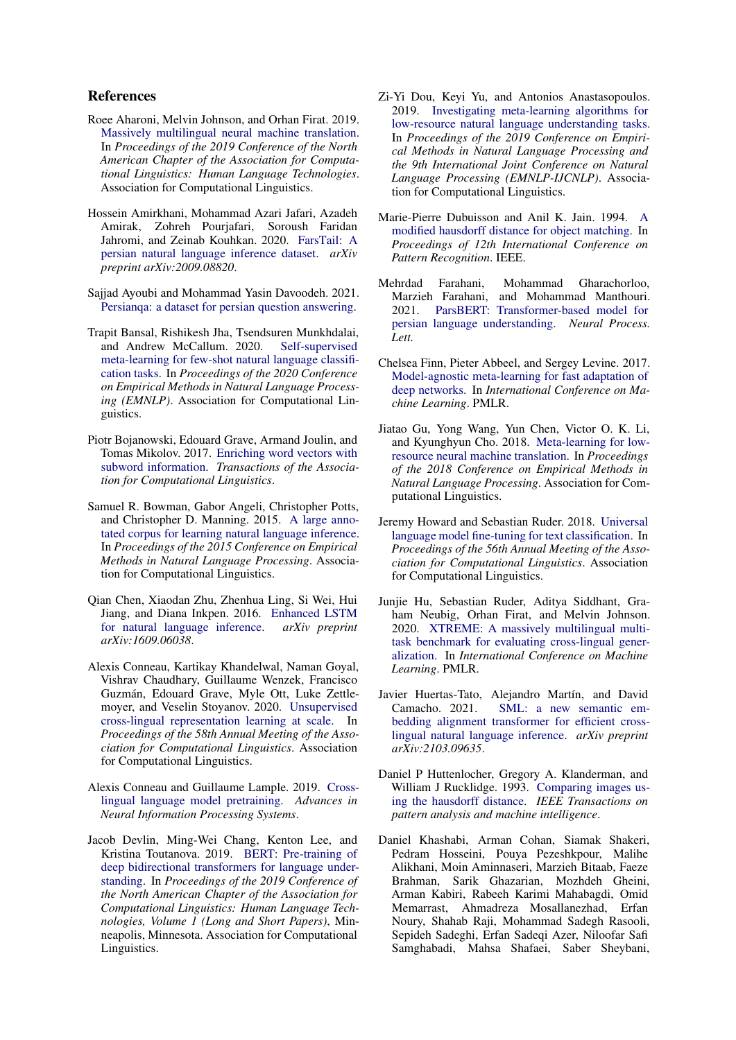## References

Roee Aharoni, Melvin Johnson, and Orhan Firat. 2019. Massively multilingual neural machine translation. In *Proceedings of the 2019 Conference of the North American Chapter of the Association for Computational Linguistics: Human Language Technologies*. Association for Computational Linguistics.

Hossein Amirkhani, Mohammad Azari Jafari, Azadeh Amirak, Zohreh Pourjafari, Soroush Faridan Jahromi, and Zeinab Kouhkan. 2020. FarsTail: A persian natural language inference dataset. *arXiv preprint arXiv:2009.08820*.

Sajjad Ayoubi and Mohammad Yasin Davoodeh. 2021. Persianqa: a dataset for persian question answering.

Trapit Bansal, Rishikesh Jha, Tsendsuren Munkhdalai, and Andrew McCallum. 2020. Self-supervised meta-learning for few-shot natural language classification tasks. In *Proceedings of the 2020 Conference on Empirical Methods in Natural Language Processing (EMNLP)*. Association for Computational Linguistics.

Piotr Bojanowski, Edouard Grave, Armand Joulin, and Tomas Mikolov. 2017. Enriching word vectors with subword information. *Transactions of the Association for Computational Linguistics*.

Samuel R. Bowman, Gabor Angeli, Christopher Potts, and Christopher D. Manning. 2015. A large annotated corpus for learning natural language inference. In *Proceedings of the 2015 Conference on Empirical Methods in Natural Language Processing*. Association for Computational Linguistics.

Qian Chen, Xiaodan Zhu, Zhenhua Ling, Si Wei, Hui Jiang, and Diana Inkpen. 2016. Enhanced LSTM for natural language inference. *arXiv preprint arXiv:1609.06038*.

Alexis Conneau, Kartikay Khandelwal, Naman Goyal, Vishrav Chaudhary, Guillaume Wenzek, Francisco Guzmán, Edouard Grave, Myle Ott, Luke Zettlemoyer, and Veselin Stoyanov. 2020. Unsupervised cross-lingual representation learning at scale. In *Proceedings of the 58th Annual Meeting of the Association for Computational Linguistics*. Association for Computational Linguistics.

Alexis Conneau and Guillaume Lample. 2019. Cross-lingual language model pretraining. *Advances in Neural Information Processing Systems*.

Jacob Devlin, Ming-Wei Chang, Kenton Lee, and Kristina Toutanova. 2019. BERT: Pre-training of deep bidirectional transformers for language understanding. In *Proceedings of the 2019 Conference of the North American Chapter of the Association for Computational Linguistics: Human Language Technologies, Volume 1 (Long and Short Papers)*, Minneapolis, Minnesota. Association for Computational Linguistics.

Zi-Yi Dou, Keyi Yu, and Antonios Anastasopoulos. 2019. Investigating meta-learning algorithms for low-resource natural language understanding tasks. In *Proceedings of the 2019 Conference on Empirical Methods in Natural Language Processing and the 9th International Joint Conference on Natural Language Processing (EMNLP-IJCNLP)*. Association for Computational Linguistics.

Marie-Pierre Dubuisson and Anil K. Jain. 1994. A modified hausdorff distance for object matching. In *Proceedings of 12th International Conference on Pattern Recognition*. IEEE.

Mehrdad Farahani, Mohammad Gharachorloo, Marzieh Farahani, and Mohammad Manthouri. 2021. ParsBERT: Transformer-based model for persian language understanding. *Neural Process. Lett.*

Chelsea Finn, Pieter Abbeel, and Sergey Levine. 2017. Model-agnostic meta-learning for fast adaptation of deep networks. In *International Conference on Machine Learning*. PMLR.

Jiatao Gu, Yong Wang, Yun Chen, Victor O. K. Li, and Kyunghyun Cho. 2018. Meta-learning for low-resource neural machine translation. In *Proceedings of the 2018 Conference on Empirical Methods in Natural Language Processing*. Association for Computational Linguistics.

Jeremy Howard and Sebastian Ruder. 2018. Universal language model fine-tuning for text classification. In *Proceedings of the 56th Annual Meeting of the Association for Computational Linguistics*. Association for Computational Linguistics.

Junjie Hu, Sebastian Ruder, Aditya Siddhant, Graham Neubig, Orhan Firat, and Melvin Johnson. 2020. XTREME: A massively multilingual multi-task benchmark for evaluating cross-lingual generalization. In *International Conference on Machine Learning*. PMLR.

Javier Huertas-Tato, Alejandro Martín, and David Camacho. 2021. SML: a new semantic embedding alignment transformer for efficient cross-lingual natural language inference. *arXiv preprint arXiv:2103.09635*.

Daniel P Huttenlocher, Gregory A. Klanderman, and William J Rucklidge. 1993. Comparing images using the hausdorff distance. *IEEE Transactions on pattern analysis and machine intelligence*.

Daniel Khashabi, Arman Cohan, Siamak Shakeri, Pedram Hosseini, Pouya Pezeshkpour, Malihe Alikhani, Moin Aminnaseri, Marzieh Bitaab, Faeze Brahman, Sarik Ghazarian, Mozhdeh Gheini, Arman Kabiri, Rabeeh Karimi Mahabagdi, Omid Memarrast, Ahmadreza Mosallanezhad, Erfan Noury, Shahab Raji, Mohammad Sadegh Rasooli, Sepideh Sadeghi, Erfan Sadeqi Azer, Niloofar Safi Samghabadi, Mahsa Shafaei, Saber Sheybani,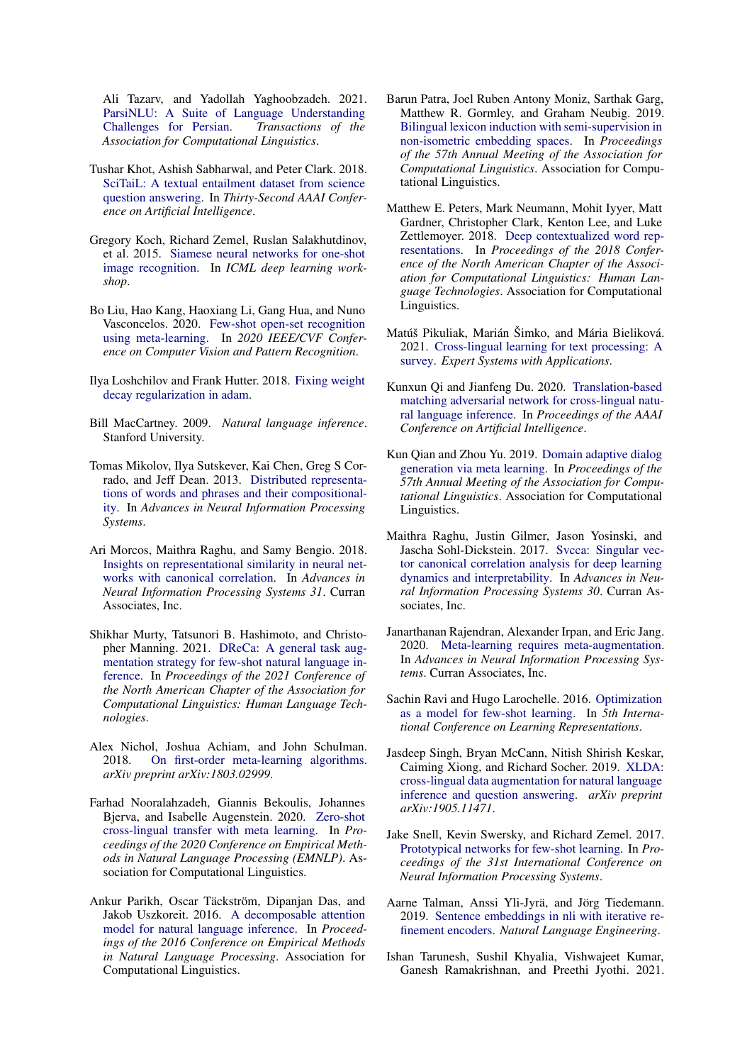Ali Tazarv, and Yadollah Yaghoobzadeh. 2021. ParsiNLU: A Suite of Language Understanding Challenges for Persian. *Transactions of the Association for Computational Linguistics*.

Tushar Khot, Ashish Sabharwal, and Peter Clark. 2018. SciTaiL: A textual entailment dataset from science question answering. In *Thirty-Second AAAI Conference on Artificial Intelligence*.

Gregory Koch, Richard Zemel, Ruslan Salakhutdinov, et al. 2015. Siamese neural networks for one-shot image recognition. In *ICML deep learning workshop*.

Bo Liu, Hao Kang, Haoxiang Li, Gang Hua, and Nuno Vasconcelos. 2020. Few-shot open-set recognition using meta-learning. In *2020 IEEE/CVF Conference on Computer Vision and Pattern Recognition*.

Ilya Loshchilov and Frank Hutter. 2018. Fixing weight decay regularization in adam.

Bill MacCartney. 2009. *Natural language inference*. Stanford University.

Tomas Mikolov, Ilya Sutskever, Kai Chen, Greg S Corrado, and Jeff Dean. 2013. Distributed representations of words and phrases and their compositionality. In *Advances in Neural Information Processing Systems*.

Ari Morcos, Maithra Raghu, and Samy Bengio. 2018. Insights on representational similarity in neural networks with canonical correlation. In *Advances in Neural Information Processing Systems 31*. Curran Associates, Inc.

Shikhar Murty, Tatsunori B. Hashimoto, and Christopher Manning. 2021. DReCa: A general task augmentation strategy for few-shot natural language inference. In *Proceedings of the 2021 Conference of the North American Chapter of the Association for Computational Linguistics: Human Language Technologies*.

Alex Nichol, Joshua Achiam, and John Schulman. 2018. On first-order meta-learning algorithms. *arXiv preprint arXiv:1803.02999*.

Farhad Nooralahzadeh, Giannis Bekoulis, Johannes Bjerva, and Isabelle Augenstein. 2020. Zero-shot cross-lingual transfer with meta learning. In *Proceedings of the 2020 Conference on Empirical Methods in Natural Language Processing (EMNLP)*. Association for Computational Linguistics.

Ankur Parikh, Oscar Täckström, Dipanjan Das, and Jakob Uszkoreit. 2016. A decomposable attention model for natural language inference. In *Proceedings of the 2016 Conference on Empirical Methods in Natural Language Processing*. Association for Computational Linguistics.

Barun Patra, Joel Ruben Antony Moniz, Sarthak Garg, Matthew R. Gormley, and Graham Neubig. 2019. Bilingual lexicon induction with semi-supervision in non-isometric embedding spaces. In *Proceedings of the 57th Annual Meeting of the Association for Computational Linguistics*. Association for Computational Linguistics.

Matthew E. Peters, Mark Neumann, Mohit Iyyer, Matt Gardner, Christopher Clark, Kenton Lee, and Luke Zettlemoyer. 2018. Deep contextualized word representations. In *Proceedings of the 2018 Conference of the North American Chapter of the Association for Computational Linguistics: Human Language Technologies*. Association for Computational Linguistics.

Matúš Pikuliak, Marián Šimko, and Mária Bieliková. 2021. Cross-lingual learning for text processing: A survey. *Expert Systems with Applications*.

Kunxun Qi and Jianfeng Du. 2020. Translation-based matching adversarial network for cross-lingual natural language inference. In *Proceedings of the AAAI Conference on Artificial Intelligence*.

Kun Qian and Zhou Yu. 2019. Domain adaptive dialog generation via meta learning. In *Proceedings of the 57th Annual Meeting of the Association for Computational Linguistics*. Association for Computational Linguistics.

Maithra Raghu, Justin Gilmer, Jason Yosinski, and Jascha Sohl-Dickstein. 2017. Svcca: Singular vector canonical correlation analysis for deep learning dynamics and interpretability. In *Advances in Neural Information Processing Systems 30*. Curran Associates, Inc.

Janarthanan Rajendran, Alexander Irpan, and Eric Jang. 2020. Meta-learning requires meta-augmentation. In *Advances in Neural Information Processing Systems*. Curran Associates, Inc.

Sachin Ravi and Hugo Larochelle. 2016. Optimization as a model for few-shot learning. In *5th International Conference on Learning Representations*.

Jasdeep Singh, Bryan McCann, Nitish Shirish Keskar, Caiming Xiong, and Richard Socher. 2019. XLDA: cross-lingual data augmentation for natural language inference and question answering. *arXiv preprint arXiv:1905.11471*.

Jake Snell, Kevin Swersky, and Richard Zemel. 2017. Prototypical networks for few-shot learning. In *Proceedings of the 31st International Conference on Neural Information Processing Systems*.

Aarne Talman, Anssi Yli-Jyrä, and Jörg Tiedemann. 2019. Sentence embeddings in nli with iterative refinement encoders. *Natural Language Engineering*.

Ishan Tarunesh, Sushil Khyalia, Vishwajeet Kumar, Ganesh Ramakrishnan, and Preethi Jyothi. 2021.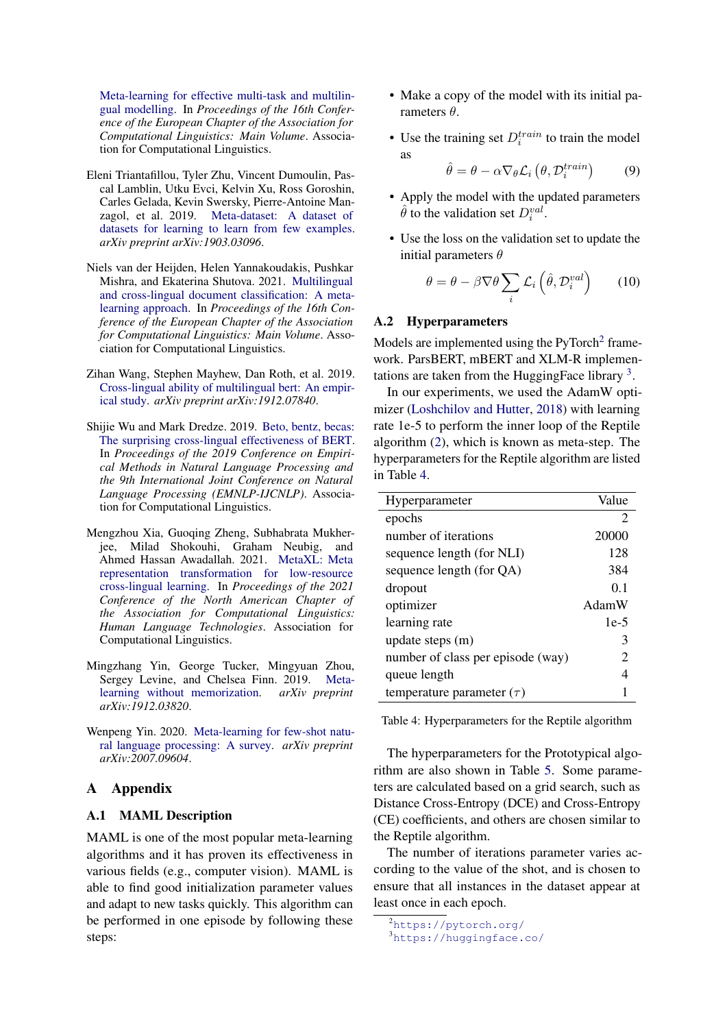Meta-learning for effective multi-task and multilingual modelling. In *Proceedings of the 16th Conference of the European Chapter of the Association for Computational Linguistics: Main Volume*. Association for Computational Linguistics.

Eleni Triantafillou, Tyler Zhu, Vincent Dumoulin, Pascal Lamblin, Utku Evci, Kelvin Xu, Ross Goroshin, Carles Gelada, Kevin Swersky, Pierre-Antoine Manzagol, et al. 2019. Meta-dataset: A dataset of datasets for learning to learn from few examples. *arXiv preprint arXiv:1903.03096*.

Niels van der Heijden, Helen Yannakoudakis, Pushkar Mishra, and Ekaterina Shutova. 2021. Multilingual and cross-lingual document classification: A meta-learning approach. In *Proceedings of the 16th Conference of the European Chapter of the Association for Computational Linguistics: Main Volume*. Association for Computational Linguistics.

Zihan Wang, Stephen Mayhew, Dan Roth, et al. 2019. Cross-lingual ability of multilingual bert: An empirical study. *arXiv preprint arXiv:1912.07840*.

Shijie Wu and Mark Dredze. 2019. Beto, bentz, becas: The surprising cross-lingual effectiveness of BERT. In *Proceedings of the 2019 Conference on Empirical Methods in Natural Language Processing and the 9th International Joint Conference on Natural Language Processing (EMNLP-IJCNLP)*. Association for Computational Linguistics.

Mengzhou Xia, Guoqing Zheng, Subhabrata Mukherjee, Milad Shokouhi, Graham Neubig, and Ahmed Hassan Awadallah. 2021. MetaXL: Meta representation transformation for low-resource cross-lingual learning. In *Proceedings of the 2021 Conference of the North American Chapter of the Association for Computational Linguistics: Human Language Technologies*. Association for Computational Linguistics.

Mingzhang Yin, George Tucker, Mingyuan Zhou, Sergey Levine, and Chelsea Finn. 2019. Meta-learning without memorization. *arXiv preprint arXiv:1912.03820*.

Wenpeng Yin. 2020. Meta-learning for few-shot natural language processing: A survey. *arXiv preprint arXiv:2007.09604*.

# A Appendix

## A.1 MAML Description

MAML is one of the most popular meta-learning algorithms and it has proven its effectiveness in various fields (e.g., computer vision). MAML is able to find good initialization parameter values and adapt to new tasks quickly. This algorithm can be performed in one episode by following these steps:

- Make a copy of the model with its initial parameters $\theta$.
- Use the training set $D_i^{train}$ to train the model as

$$\hat{\theta} = \theta - \alpha \nabla_\theta \mathcal{L}_i \left(\theta, \mathcal{D}_i^{train}\right) \tag{9}$$

- Apply the model with the updated parameters $\hat{\theta}$ to the validation set $D_i^{val}$.
- Use the loss on the validation set to update the initial parameters $\theta$

$$\theta = \theta - \beta \nabla \theta \sum_i \mathcal{L}_i \left(\hat{\theta}, \mathcal{D}_i^{val}\right) \tag{10}$$

## A.2 Hyperparameters

Models are implemented using the PyTorch[2] framework. ParsBERT, mBERT and XLM-R implementations are taken from the HuggingFace library [3].

In our experiments, we used the AdamW optimizer (Loshchilov and Hutter, 2018) with learning rate 1e-5 to perform the inner loop of the Reptile algorithm (2), which is known as meta-step. The hyperparameters for the Reptile algorithm are listed in Table 4.

| Hyperparameter | Value |
|---|---|
| epochs | 2 |
| number of iterations | 20000 |
| sequence length (for NLI) | 128 |
| sequence length (for QA) | 384 |
| dropout | 0.1 |
| optimizer | AdamW |
| learning rate | 1e-5 |
| update steps (m) | 3 |
| number of class per episode (way) | 2 |
| queue length | 4 |
| temperature parameter ($\tau$) | 1 |

Table 4: Hyperparameters for the Reptile algorithm

The hyperparameters for the Prototypical algorithm are also shown in Table 5. Some parameters are calculated based on a grid search, such as Distance Cross-Entropy (DCE) and Cross-Entropy (CE) coefficients, and others are chosen similar to the Reptile algorithm.

The number of iterations parameter varies according to the value of the shot, and is chosen to ensure that all instances in the dataset appear at least once in each epoch.

[2] https://pytorch.org/

[3] https://huggingface.co/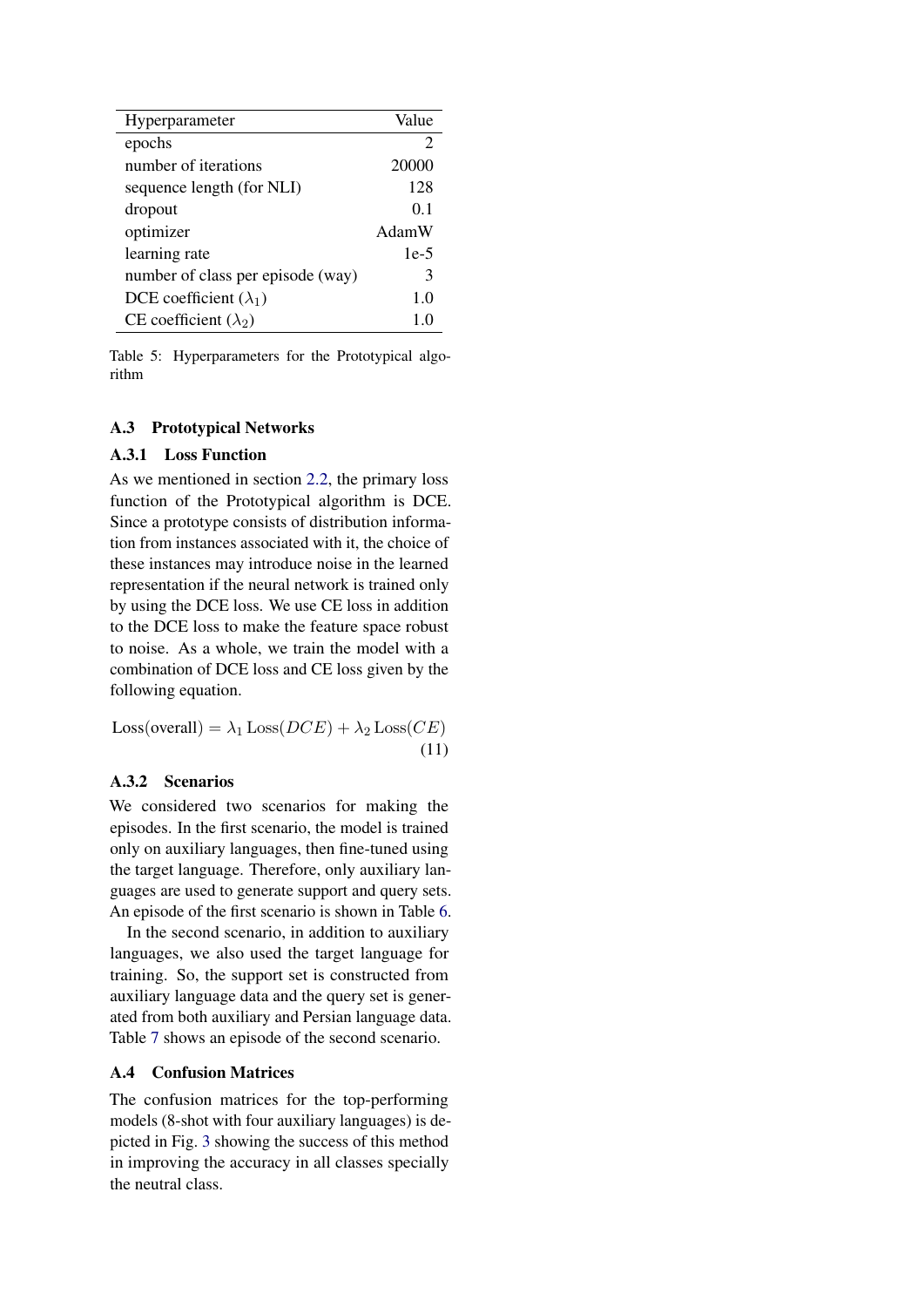| Hyperparameter | Value |
|---|---|
| epochs | 2 |
| number of iterations | 20000 |
| sequence length (for NLI) | 128 |
| dropout | 0.1 |
| optimizer | AdamW |
| learning rate | 1e-5 |
| number of class per episode (way) | 3 |
| DCE coefficient ($\lambda_1$) | 1.0 |
| CE coefficient ($\lambda_2$) | 1.0 |

Table 5: Hyperparameters for the Prototypical algorithm

### A.3 Prototypical Networks

#### A.3.1 Loss Function

As we mentioned in section 2.2, the primary loss function of the Prototypical algorithm is DCE. Since a prototype consists of distribution information from instances associated with it, the choice of these instances may introduce noise in the learned representation if the neural network is trained only by using the DCE loss. We use CE loss in addition to the DCE loss to make the feature space robust to noise. As a whole, we train the model with a combination of DCE loss and CE loss given by the following equation.

$$\text{Loss(overall)} = \lambda_1 \,\text{Loss}(DCE) + \lambda_2 \,\text{Loss}(CE) \tag{11}$$

#### A.3.2 Scenarios

We considered two scenarios for making the episodes. In the first scenario, the model is trained only on auxiliary languages, then fine-tuned using the target language. Therefore, only auxiliary languages are used to generate support and query sets. An episode of the first scenario is shown in Table 6.

In the second scenario, in addition to auxiliary languages, we also used the target language for training. So, the support set is constructed from auxiliary language data and the query set is generated from both auxiliary and Persian language data. Table 7 shows an episode of the second scenario.

### A.4 Confusion Matrices

The confusion matrices for the top-performing models (8-shot with four auxiliary languages) is depicted in Fig. 3 showing the success of this method in improving the accuracy in all classes specially the neutral class.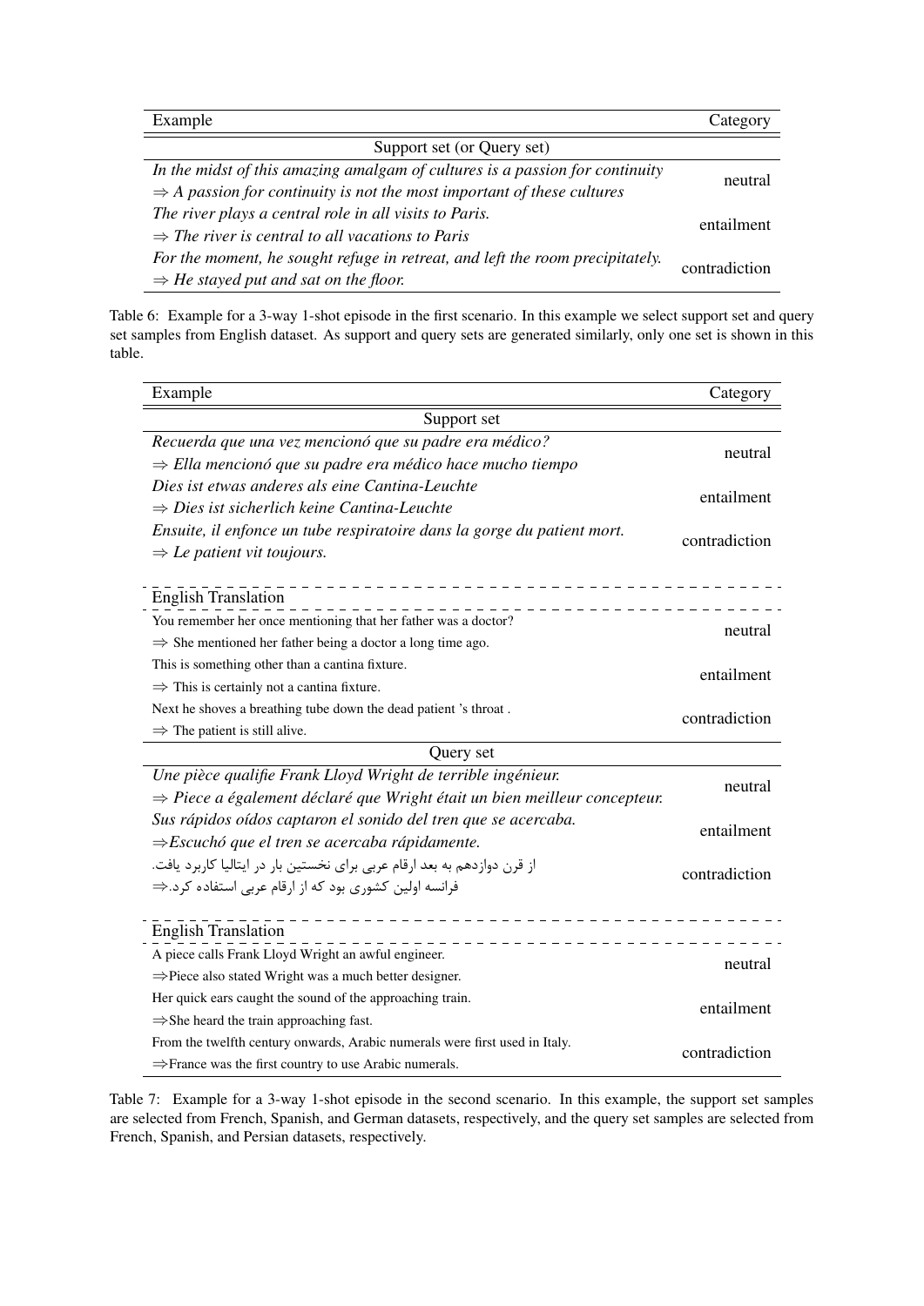| Example | Category |
| --- | --- |
| Support set (or Query set) | |
| *In the midst of this amazing amalgam of cultures is a passion for continuity* <br> *⇒ A passion for continuity is not the most important of these cultures* | neutral |
| *The river plays a central role in all visits to Paris.* <br> *⇒ The river is central to all vacations to Paris* | entailment |
| *For the moment, he sought refuge in retreat, and left the room precipitately.* <br> *⇒ He stayed put and sat on the floor.* | contradiction |

Table 6: Example for a 3-way 1-shot episode in the first scenario. In this example we select support set and query set samples from English dataset. As support and query sets are generated similarly, only one set is shown in this table.

| Example | Category |
| --- | --- |
| Support set | |
| *Recuerda que una vez mencionó que su padre era médico?* <br> *⇒ Ella mencionó que su padre era médico hace mucho tiempo* | neutral |
| *Dies ist etwas anderes als eine Cantina-Leuchte* <br> *⇒ Dies ist sicherlich keine Cantina-Leuchte* | entailment |
| *Ensuite, il enfonce un tube respiratoire dans la gorge du patient mort.* <br> *⇒ Le patient vit toujours.* | contradiction |
| English Translation | |
| You remember her once mentioning that her father was a doctor? <br> ⇒ She mentioned her father being a doctor a long time ago. | neutral |
| This is something other than a cantina fixture. <br> ⇒ This is certainly not a cantina fixture. | entailment |
| Next he shoves a breathing tube down the dead patient 's throat . <br> ⇒ The patient is still alive. | contradiction |
| Query set | |
| *Une pièce qualifie Frank Lloyd Wright de terrible ingénieur.* <br> *⇒ Piece a également déclaré que Wright était un bien meilleur concepteur.* | neutral |
| *Sus rápidos oídos captaron el sonido del tren que se acercaba.* <br> *⇒Escuchó que el tren se acercaba rápidamente.* | entailment |
| از قرن دوازدهم به بعد ارقام عربی برای نخستین بار در ایتالیا کاربرد یافت. <br> ⇒فرانسه اولین کشوری بود که از ارقام عربی استفاده کرد. | contradiction |
| English Translation | |
| A piece calls Frank Lloyd Wright an awful engineer. <br> ⇒Piece also stated Wright was a much better designer. | neutral |
| Her quick ears caught the sound of the approaching train. <br> ⇒She heard the train approaching fast. | entailment |
| From the twelfth century onwards, Arabic numerals were first used in Italy. <br> ⇒France was the first country to use Arabic numerals. | contradiction |

Table 7: Example for a 3-way 1-shot episode in the second scenario. In this example, the support set samples are selected from French, Spanish, and German datasets, respectively, and the query set samples are selected from French, Spanish, and Persian datasets, respectively.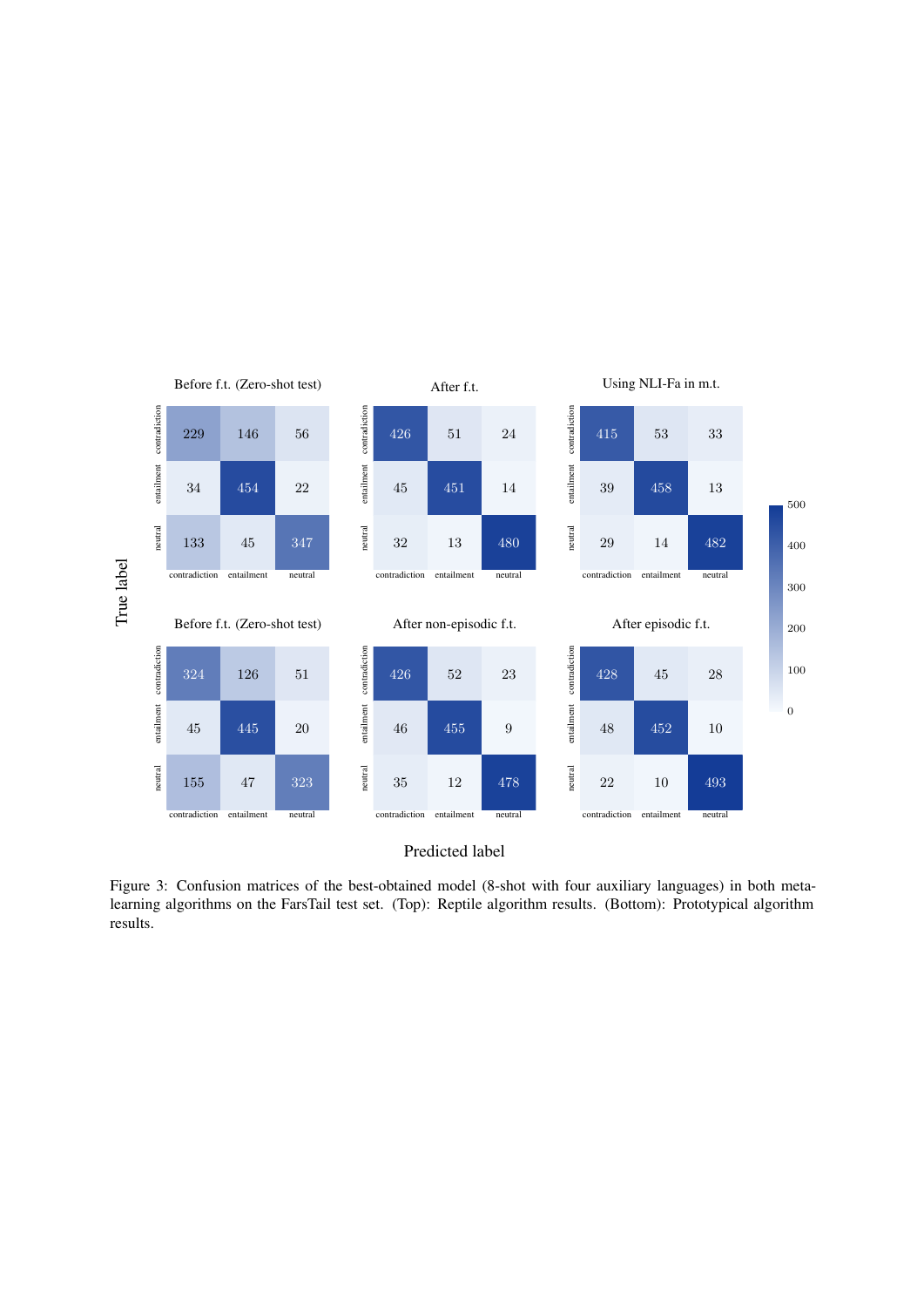Before f.t. (Zero-shot test)

contradiction 229 146 56
entailment 34 454 22
neutral 133 45 347
contradiction entailment neutral

After f.t.

contradiction 426 51 24
entailment 45 451 14
neutral 32 13 480
contradiction entailment neutral

Using NLI-Fa in m.t.

contradiction 415 53 33
entailment 39 458 13
neutral 29 14 482
contradiction entailment neutral

True label

Before f.t. (Zero-shot test)

contradiction 324 126 51
entailment 45 445 20
neutral 155 47 323
contradiction entailment neutral

After non-episodic f.t.

contradiction 426 52 23
entailment 46 455 9
neutral 35 12 478
contradiction entailment neutral

After episodic f.t.

contradiction 428 45 28
entailment 48 452 10
neutral 22 10 493
contradiction entailment neutral

500 400 300 200 100 0

Predicted label

Figure 3: Confusion matrices of the best-obtained model (8-shot with four auxiliary languages) in both meta-learning algorithms on the FarsTail test set. (Top): Reptile algorithm results. (Bottom): Prototypical algorithm results.